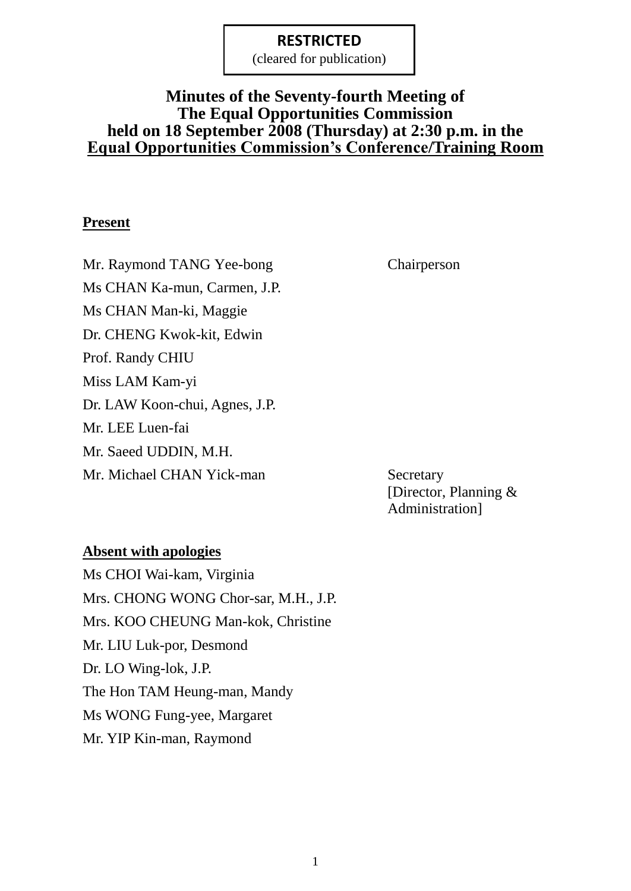**RESTRICTED**
(cleared for publication)

# Minutes of the Seventy-fourth Meeting of The Equal Opportunities Commission held on 18 September 2008 (Thursday) at 2:30 p.m. in the Equal Opportunities Commission's Conference/Training Room

**Present**

| | |
|---|---|
| Mr. Raymond TANG Yee-bong | Chairperson |
| Ms CHAN Ka-mun, Carmen, J.P. | |
| Ms CHAN Man-ki, Maggie | |
| Dr. CHENG Kwok-kit, Edwin | |
| Prof. Randy CHIU | |
| Miss LAM Kam-yi | |
| Dr. LAW Koon-chui, Agnes, J.P. | |
| Mr. LEE Luen-fai | |
| Mr. Saeed UDDIN, M.H. | |
| Mr. Michael CHAN Yick-man | Secretary [Director, Planning & Administration] |

**Absent with apologies**

Ms CHOI Wai-kam, Virginia
Mrs. CHONG WONG Chor-sar, M.H., J.P.
Mrs. KOO CHEUNG Man-kok, Christine
Mr. LIU Luk-por, Desmond
Dr. LO Wing-lok, J.P.
The Hon TAM Heung-man, Mandy
Ms WONG Fung-yee, Margaret
Mr. YIP Kin-man, Raymond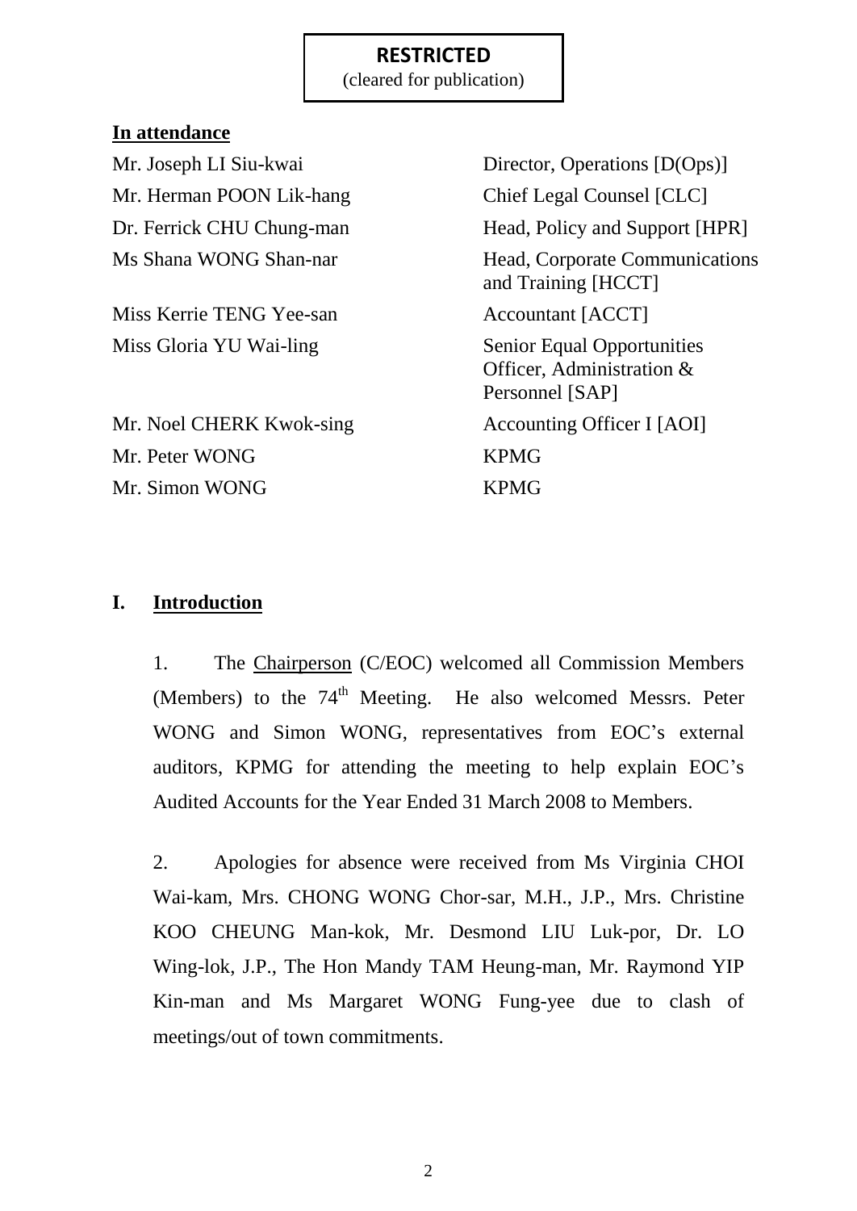**RESTRICTED**
(cleared for publication)

**In attendance**

| | |
|---|---|
| Mr. Joseph LI Siu-kwai | Director, Operations [D(Ops)] |
| Mr. Herman POON Lik-hang | Chief Legal Counsel [CLC] |
| Dr. Ferrick CHU Chung-man | Head, Policy and Support [HPR] |
| Ms Shana WONG Shan-nar | Head, Corporate Communications and Training [HCCT] |
| Miss Kerrie TENG Yee-san | Accountant [ACCT] |
| Miss Gloria YU Wai-ling | Senior Equal Opportunities Officer, Administration & Personnel [SAP] |
| Mr. Noel CHERK Kwok-sing | Accounting Officer I [AOI] |
| Mr. Peter WONG | KPMG |
| Mr. Simon WONG | KPMG |

## I. Introduction

1. The Chairperson (C/EOC) welcomed all Commission Members (Members) to the 74th Meeting. He also welcomed Messrs. Peter WONG and Simon WONG, representatives from EOC's external auditors, KPMG for attending the meeting to help explain EOC's Audited Accounts for the Year Ended 31 March 2008 to Members.

2. Apologies for absence were received from Ms Virginia CHOI Wai-kam, Mrs. CHONG WONG Chor-sar, M.H., J.P., Mrs. Christine KOO CHEUNG Man-kok, Mr. Desmond LIU Luk-por, Dr. LO Wing-lok, J.P., The Hon Mandy TAM Heung-man, Mr. Raymond YIP Kin-man and Ms Margaret WONG Fung-yee due to clash of meetings/out of town commitments.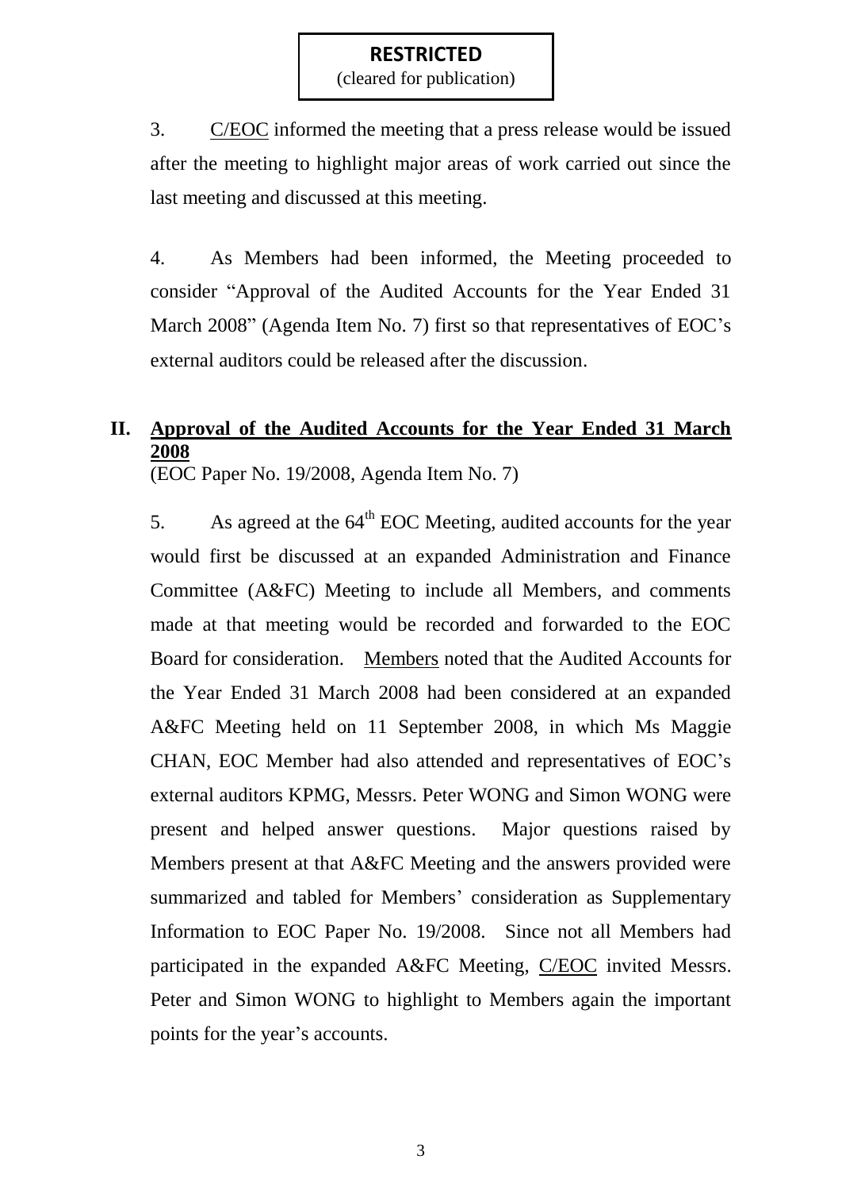**RESTRICTED**
(cleared for publication)

3. C/EOC informed the meeting that a press release would be issued after the meeting to highlight major areas of work carried out since the last meeting and discussed at this meeting.

4. As Members had been informed, the Meeting proceeded to consider "Approval of the Audited Accounts for the Year Ended 31 March 2008" (Agenda Item No. 7) first so that representatives of EOC's external auditors could be released after the discussion.

## II. Approval of the Audited Accounts for the Year Ended 31 March 2008

(EOC Paper No. 19/2008, Agenda Item No. 7)

5. As agreed at the 64th EOC Meeting, audited accounts for the year would first be discussed at an expanded Administration and Finance Committee (A&FC) Meeting to include all Members, and comments made at that meeting would be recorded and forwarded to the EOC Board for consideration. Members noted that the Audited Accounts for the Year Ended 31 March 2008 had been considered at an expanded A&FC Meeting held on 11 September 2008, in which Ms Maggie CHAN, EOC Member had also attended and representatives of EOC's external auditors KPMG, Messrs. Peter WONG and Simon WONG were present and helped answer questions. Major questions raised by Members present at that A&FC Meeting and the answers provided were summarized and tabled for Members' consideration as Supplementary Information to EOC Paper No. 19/2008. Since not all Members had participated in the expanded A&FC Meeting, C/EOC invited Messrs. Peter and Simon WONG to highlight to Members again the important points for the year's accounts.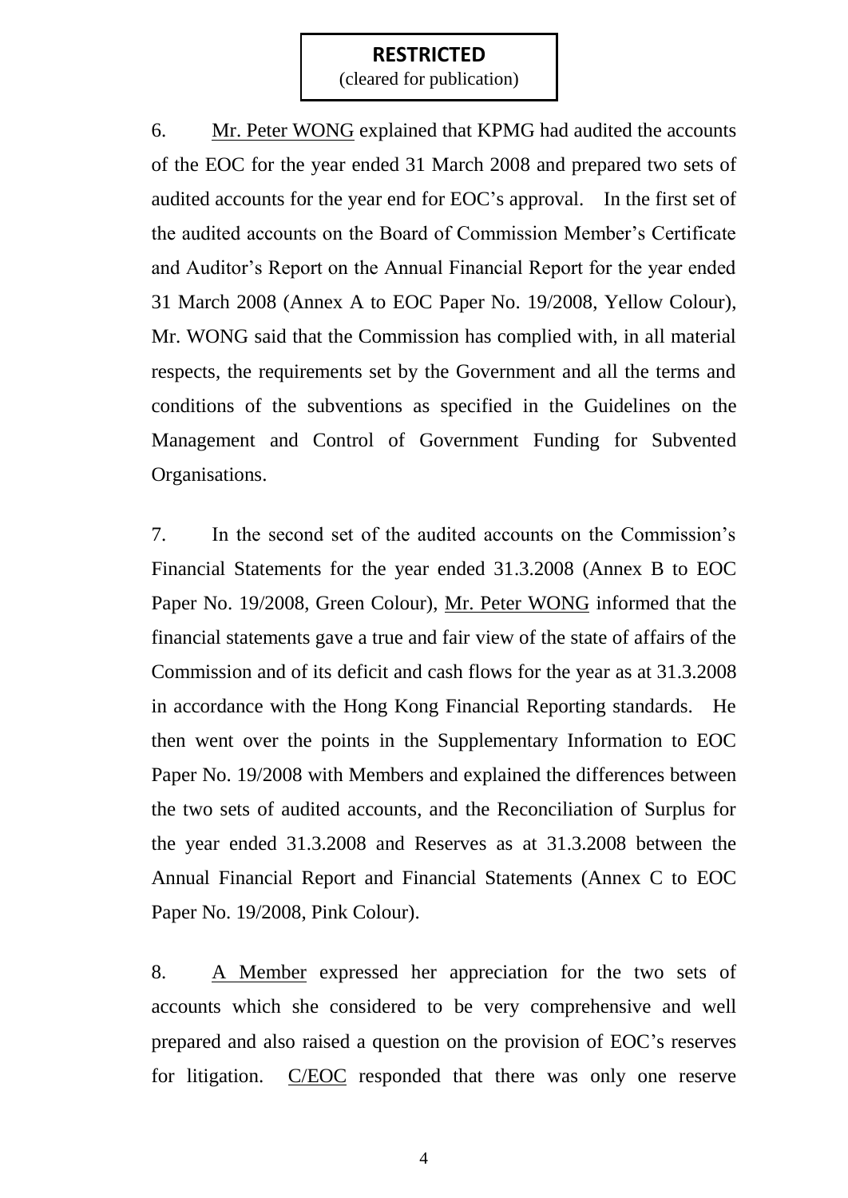**RESTRICTED**
(cleared for publication)

6. Mr. Peter WONG explained that KPMG had audited the accounts of the EOC for the year ended 31 March 2008 and prepared two sets of audited accounts for the year end for EOC's approval. In the first set of the audited accounts on the Board of Commission Member's Certificate and Auditor's Report on the Annual Financial Report for the year ended 31 March 2008 (Annex A to EOC Paper No. 19/2008, Yellow Colour), Mr. WONG said that the Commission has complied with, in all material respects, the requirements set by the Government and all the terms and conditions of the subventions as specified in the Guidelines on the Management and Control of Government Funding for Subvented Organisations.

7. In the second set of the audited accounts on the Commission's Financial Statements for the year ended 31.3.2008 (Annex B to EOC Paper No. 19/2008, Green Colour), Mr. Peter WONG informed that the financial statements gave a true and fair view of the state of affairs of the Commission and of its deficit and cash flows for the year as at 31.3.2008 in accordance with the Hong Kong Financial Reporting standards. He then went over the points in the Supplementary Information to EOC Paper No. 19/2008 with Members and explained the differences between the two sets of audited accounts, and the Reconciliation of Surplus for the year ended 31.3.2008 and Reserves as at 31.3.2008 between the Annual Financial Report and Financial Statements (Annex C to EOC Paper No. 19/2008, Pink Colour).

8. A Member expressed her appreciation for the two sets of accounts which she considered to be very comprehensive and well prepared and also raised a question on the provision of EOC's reserves for litigation. C/EOC responded that there was only one reserve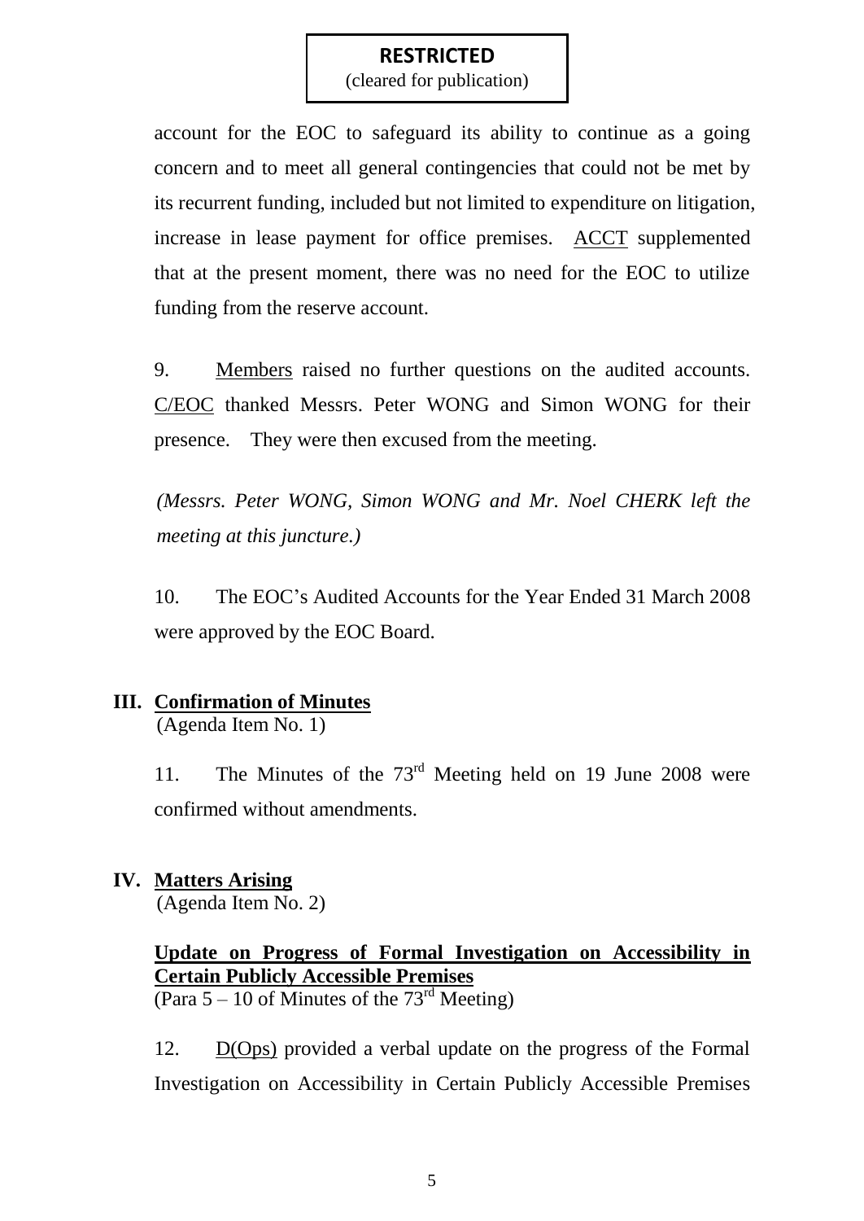**RESTRICTED**
(cleared for publication)

account for the EOC to safeguard its ability to continue as a going concern and to meet all general contingencies that could not be met by its recurrent funding, included but not limited to expenditure on litigation, increase in lease payment for office premises. ACCT supplemented that at the present moment, there was no need for the EOC to utilize funding from the reserve account.

9. Members raised no further questions on the audited accounts. C/EOC thanked Messrs. Peter WONG and Simon WONG for their presence. They were then excused from the meeting.

*(Messrs. Peter WONG, Simon WONG and Mr. Noel CHERK left the meeting at this juncture.)*

10. The EOC's Audited Accounts for the Year Ended 31 March 2008 were approved by the EOC Board.

## III. Confirmation of Minutes

(Agenda Item No. 1)

11. The Minutes of the 73rd Meeting held on 19 June 2008 were confirmed without amendments.

## IV. Matters Arising

(Agenda Item No. 2)

**Update on Progress of Formal Investigation on Accessibility in Certain Publicly Accessible Premises**
(Para 5 – 10 of Minutes of the 73rd Meeting)

12. D(Ops) provided a verbal update on the progress of the Formal Investigation on Accessibility in Certain Publicly Accessible Premises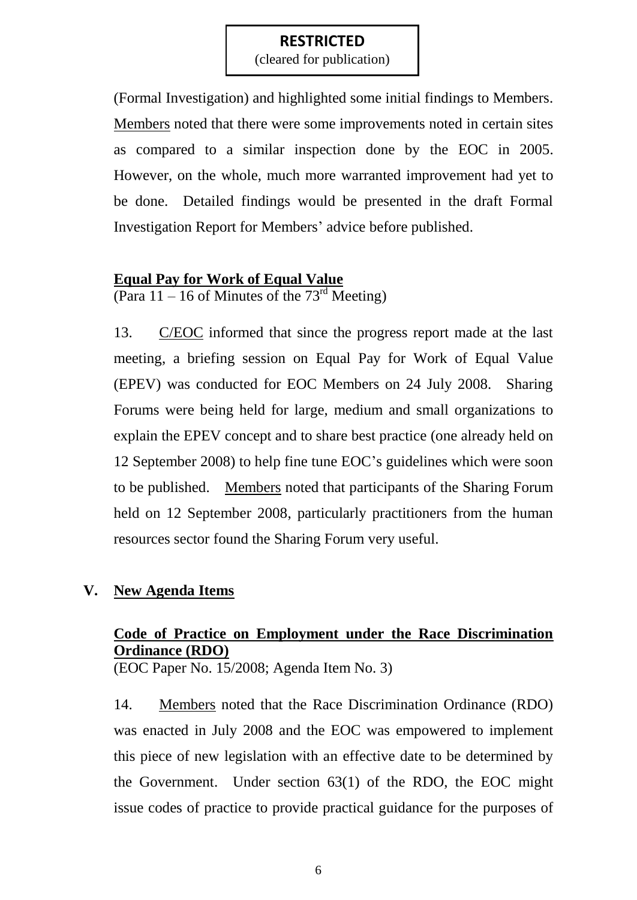**RESTRICTED**
(cleared for publication)

(Formal Investigation) and highlighted some initial findings to Members. Members noted that there were some improvements noted in certain sites as compared to a similar inspection done by the EOC in 2005. However, on the whole, much more warranted improvement had yet to be done. Detailed findings would be presented in the draft Formal Investigation Report for Members' advice before published.

**Equal Pay for Work of Equal Value**
(Para 11 – 16 of Minutes of the 73rd Meeting)

13. C/EOC informed that since the progress report made at the last meeting, a briefing session on Equal Pay for Work of Equal Value (EPEV) was conducted for EOC Members on 24 July 2008. Sharing Forums were being held for large, medium and small organizations to explain the EPEV concept and to share best practice (one already held on 12 September 2008) to help fine tune EOC's guidelines which were soon to be published. Members noted that participants of the Sharing Forum held on 12 September 2008, particularly practitioners from the human resources sector found the Sharing Forum very useful.

## V. New Agenda Items

**Code of Practice on Employment under the Race Discrimination Ordinance (RDO)**
(EOC Paper No. 15/2008; Agenda Item No. 3)

14. Members noted that the Race Discrimination Ordinance (RDO) was enacted in July 2008 and the EOC was empowered to implement this piece of new legislation with an effective date to be determined by the Government. Under section 63(1) of the RDO, the EOC might issue codes of practice to provide practical guidance for the purposes of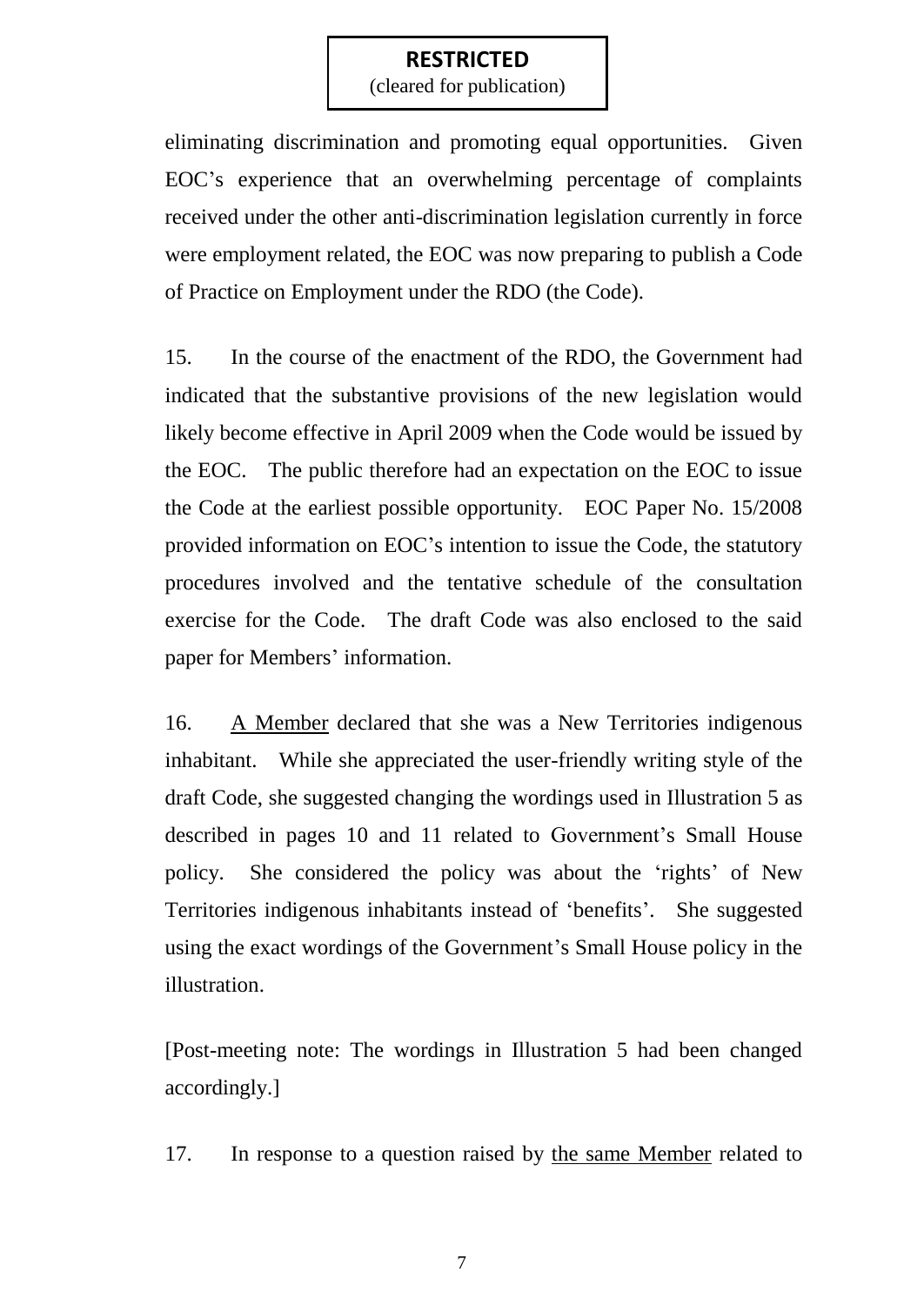**RESTRICTED**
(cleared for publication)

eliminating discrimination and promoting equal opportunities. Given EOC's experience that an overwhelming percentage of complaints received under the other anti-discrimination legislation currently in force were employment related, the EOC was now preparing to publish a Code of Practice on Employment under the RDO (the Code).

15. In the course of the enactment of the RDO, the Government had indicated that the substantive provisions of the new legislation would likely become effective in April 2009 when the Code would be issued by the EOC. The public therefore had an expectation on the EOC to issue the Code at the earliest possible opportunity. EOC Paper No. 15/2008 provided information on EOC's intention to issue the Code, the statutory procedures involved and the tentative schedule of the consultation exercise for the Code. The draft Code was also enclosed to the said paper for Members' information.

16. <u>A Member</u> declared that she was a New Territories indigenous inhabitant. While she appreciated the user-friendly writing style of the draft Code, she suggested changing the wordings used in Illustration 5 as described in pages 10 and 11 related to Government's Small House policy. She considered the policy was about the 'rights' of New Territories indigenous inhabitants instead of 'benefits'. She suggested using the exact wordings of the Government's Small House policy in the illustration.

[Post-meeting note: The wordings in Illustration 5 had been changed accordingly.]

17. In response to a question raised by <u>the same Member</u> related to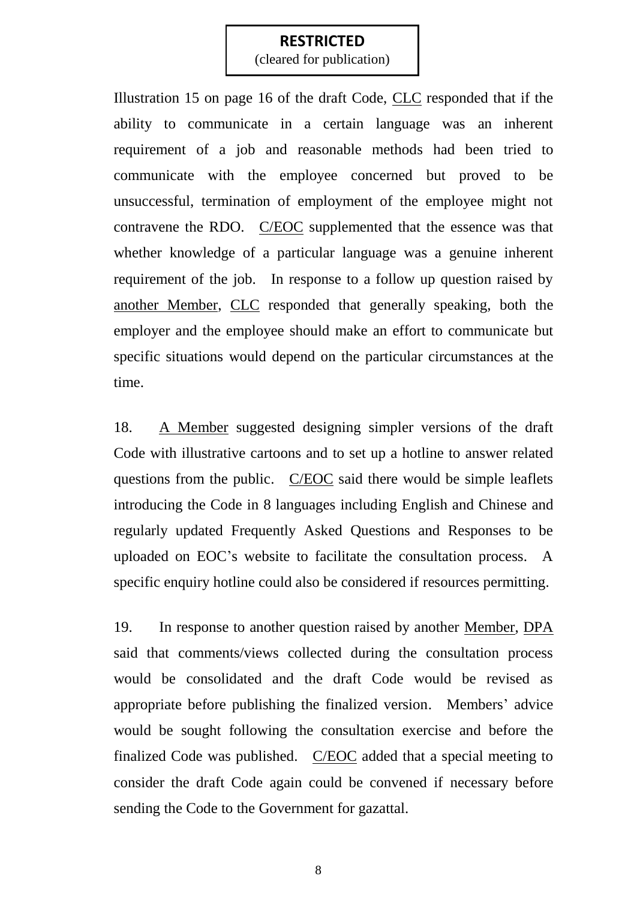**RESTRICTED**
(cleared for publication)

Illustration 15 on page 16 of the draft Code, CLC responded that if the ability to communicate in a certain language was an inherent requirement of a job and reasonable methods had been tried to communicate with the employee concerned but proved to be unsuccessful, termination of employment of the employee might not contravene the RDO. C/EOC supplemented that the essence was that whether knowledge of a particular language was a genuine inherent requirement of the job. In response to a follow up question raised by another Member, CLC responded that generally speaking, both the employer and the employee should make an effort to communicate but specific situations would depend on the particular circumstances at the time.

18. A Member suggested designing simpler versions of the draft Code with illustrative cartoons and to set up a hotline to answer related questions from the public. C/EOC said there would be simple leaflets introducing the Code in 8 languages including English and Chinese and regularly updated Frequently Asked Questions and Responses to be uploaded on EOC's website to facilitate the consultation process. A specific enquiry hotline could also be considered if resources permitting.

19. In response to another question raised by another Member, DPA said that comments/views collected during the consultation process would be consolidated and the draft Code would be revised as appropriate before publishing the finalized version. Members' advice would be sought following the consultation exercise and before the finalized Code was published. C/EOC added that a special meeting to consider the draft Code again could be convened if necessary before sending the Code to the Government for gazattal.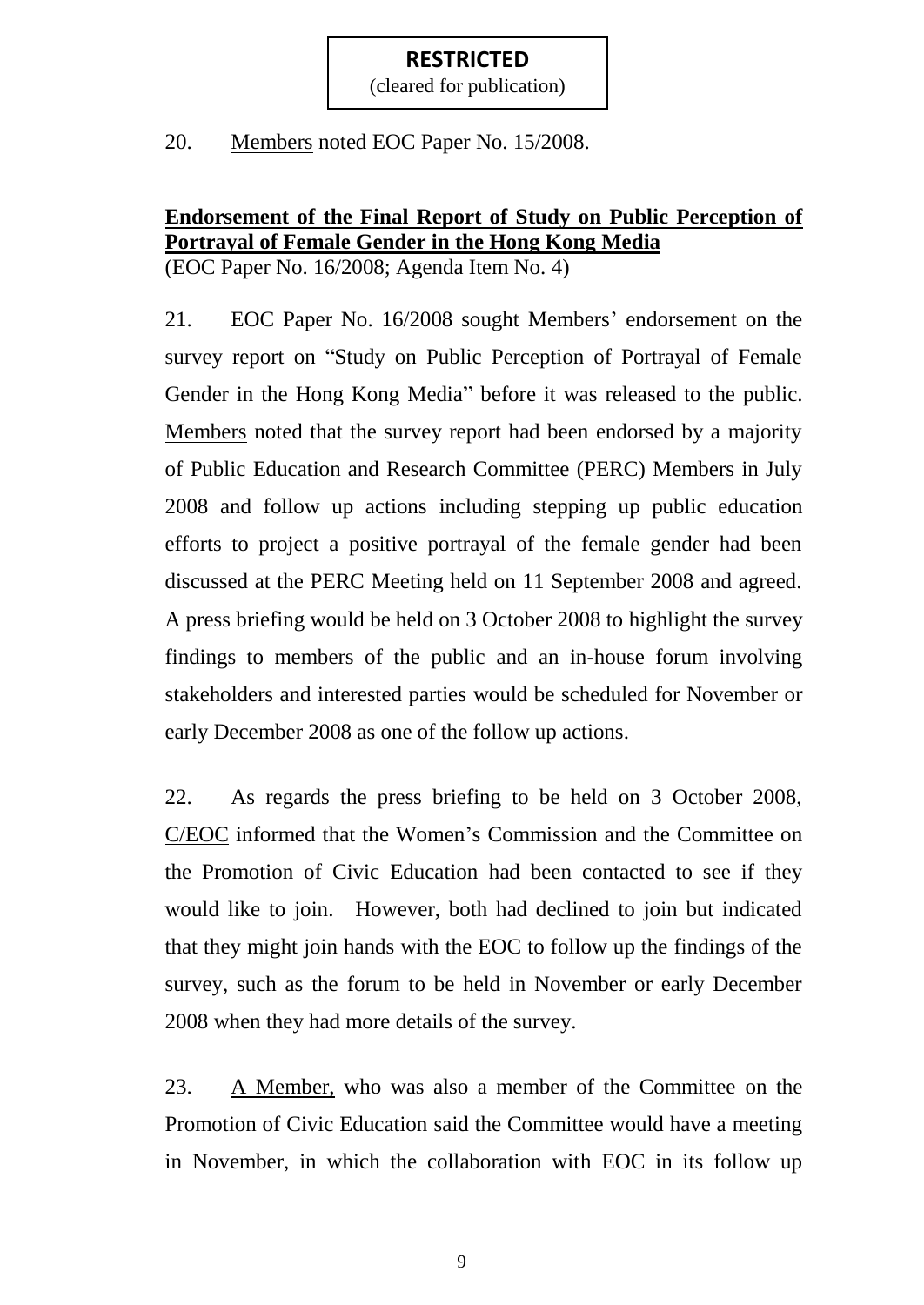**RESTRICTED**
(cleared for publication)

20. Members noted EOC Paper No. 15/2008.

**Endorsement of the Final Report of Study on Public Perception of Portrayal of Female Gender in the Hong Kong Media**
(EOC Paper No. 16/2008; Agenda Item No. 4)

21. EOC Paper No. 16/2008 sought Members' endorsement on the survey report on "Study on Public Perception of Portrayal of Female Gender in the Hong Kong Media" before it was released to the public. Members noted that the survey report had been endorsed by a majority of Public Education and Research Committee (PERC) Members in July 2008 and follow up actions including stepping up public education efforts to project a positive portrayal of the female gender had been discussed at the PERC Meeting held on 11 September 2008 and agreed. A press briefing would be held on 3 October 2008 to highlight the survey findings to members of the public and an in-house forum involving stakeholders and interested parties would be scheduled for November or early December 2008 as one of the follow up actions.

22. As regards the press briefing to be held on 3 October 2008, C/EOC informed that the Women's Commission and the Committee on the Promotion of Civic Education had been contacted to see if they would like to join. However, both had declined to join but indicated that they might join hands with the EOC to follow up the findings of the survey, such as the forum to be held in November or early December 2008 when they had more details of the survey.

23. A Member, who was also a member of the Committee on the Promotion of Civic Education said the Committee would have a meeting in November, in which the collaboration with EOC in its follow up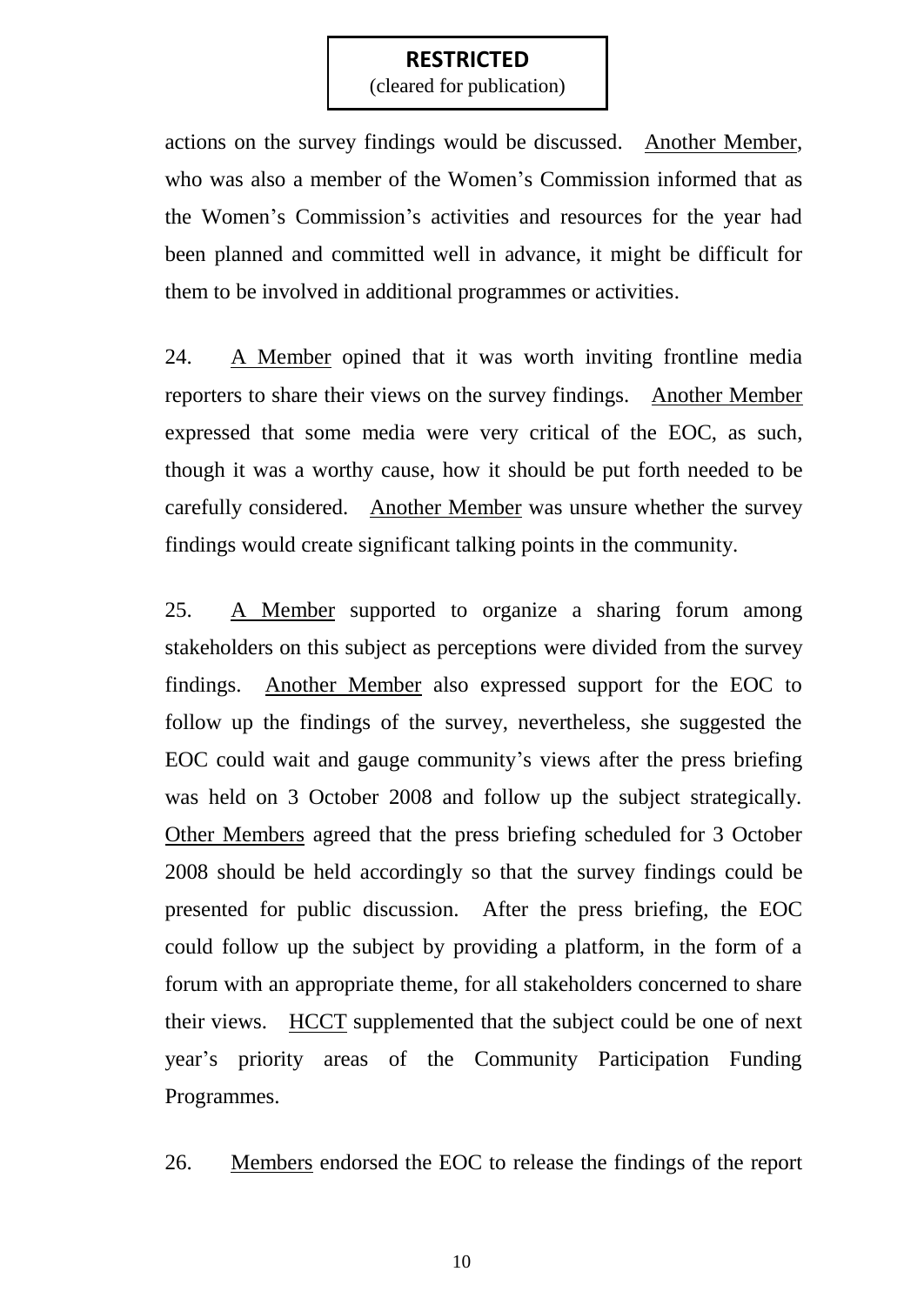**RESTRICTED**
(cleared for publication)

actions on the survey findings would be discussed. Another Member, who was also a member of the Women's Commission informed that as the Women's Commission's activities and resources for the year had been planned and committed well in advance, it might be difficult for them to be involved in additional programmes or activities.

24. A Member opined that it was worth inviting frontline media reporters to share their views on the survey findings. Another Member expressed that some media were very critical of the EOC, as such, though it was a worthy cause, how it should be put forth needed to be carefully considered. Another Member was unsure whether the survey findings would create significant talking points in the community.

25. A Member supported to organize a sharing forum among stakeholders on this subject as perceptions were divided from the survey findings. Another Member also expressed support for the EOC to follow up the findings of the survey, nevertheless, she suggested the EOC could wait and gauge community's views after the press briefing was held on 3 October 2008 and follow up the subject strategically. Other Members agreed that the press briefing scheduled for 3 October 2008 should be held accordingly so that the survey findings could be presented for public discussion. After the press briefing, the EOC could follow up the subject by providing a platform, in the form of a forum with an appropriate theme, for all stakeholders concerned to share their views. HCCT supplemented that the subject could be one of next year's priority areas of the Community Participation Funding Programmes.

26. Members endorsed the EOC to release the findings of the report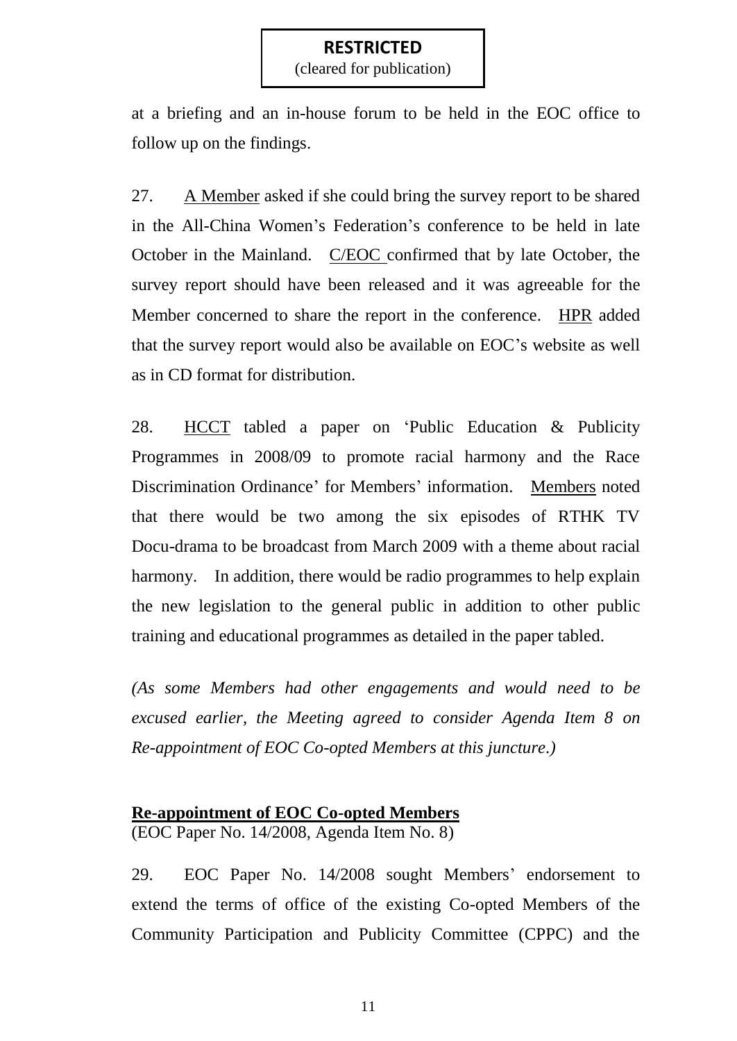**RESTRICTED**
(cleared for publication)

at a briefing and an in-house forum to be held in the EOC office to follow up on the findings.

27. A Member asked if she could bring the survey report to be shared in the All-China Women's Federation's conference to be held in late October in the Mainland. C/EOC confirmed that by late October, the survey report should have been released and it was agreeable for the Member concerned to share the report in the conference. HPR added that the survey report would also be available on EOC's website as well as in CD format for distribution.

28. HCCT tabled a paper on 'Public Education & Publicity Programmes in 2008/09 to promote racial harmony and the Race Discrimination Ordinance' for Members' information. Members noted that there would be two among the six episodes of RTHK TV Docu-drama to be broadcast from March 2009 with a theme about racial harmony. In addition, there would be radio programmes to help explain the new legislation to the general public in addition to other public training and educational programmes as detailed in the paper tabled.

*(As some Members had other engagements and would need to be excused earlier, the Meeting agreed to consider Agenda Item 8 on Re-appointment of EOC Co-opted Members at this juncture.)*

**Re-appointment of EOC Co-opted Members**
(EOC Paper No. 14/2008, Agenda Item No. 8)

29. EOC Paper No. 14/2008 sought Members' endorsement to extend the terms of office of the existing Co-opted Members of the Community Participation and Publicity Committee (CPPC) and the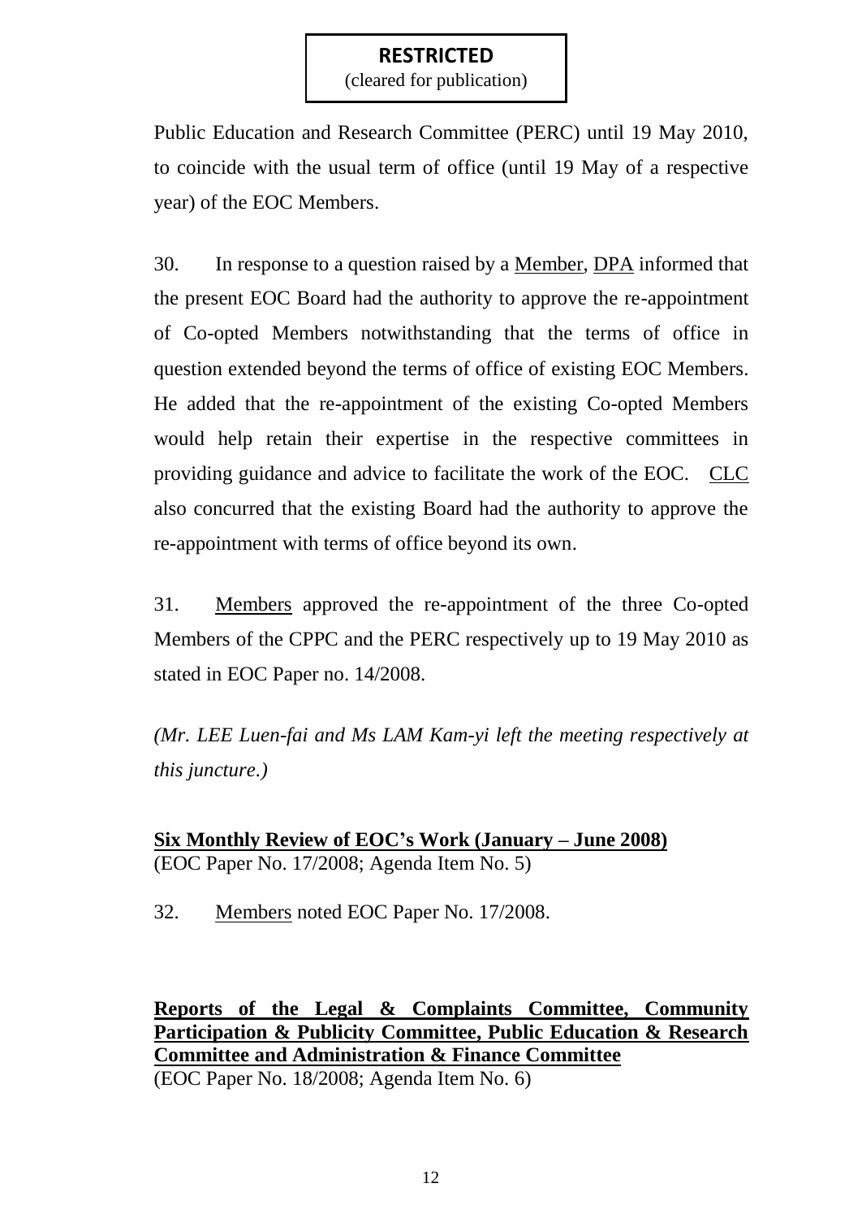**RESTRICTED**
(cleared for publication)

Public Education and Research Committee (PERC) until 19 May 2010, to coincide with the usual term of office (until 19 May of a respective year) of the EOC Members.

30. In response to a question raised by a Member, DPA informed that the present EOC Board had the authority to approve the re-appointment of Co-opted Members notwithstanding that the terms of office in question extended beyond the terms of office of existing EOC Members. He added that the re-appointment of the existing Co-opted Members would help retain their expertise in the respective committees in providing guidance and advice to facilitate the work of the EOC. CLC also concurred that the existing Board had the authority to approve the re-appointment with terms of office beyond its own.

31. Members approved the re-appointment of the three Co-opted Members of the CPPC and the PERC respectively up to 19 May 2010 as stated in EOC Paper no. 14/2008.

*(Mr. LEE Luen-fai and Ms LAM Kam-yi left the meeting respectively at this juncture.)*

**Six Monthly Review of EOC's Work (January – June 2008)**
(EOC Paper No. 17/2008; Agenda Item No. 5)

32. Members noted EOC Paper No. 17/2008.

**Reports of the Legal & Complaints Committee, Community Participation & Publicity Committee, Public Education & Research Committee and Administration & Finance Committee**
(EOC Paper No. 18/2008; Agenda Item No. 6)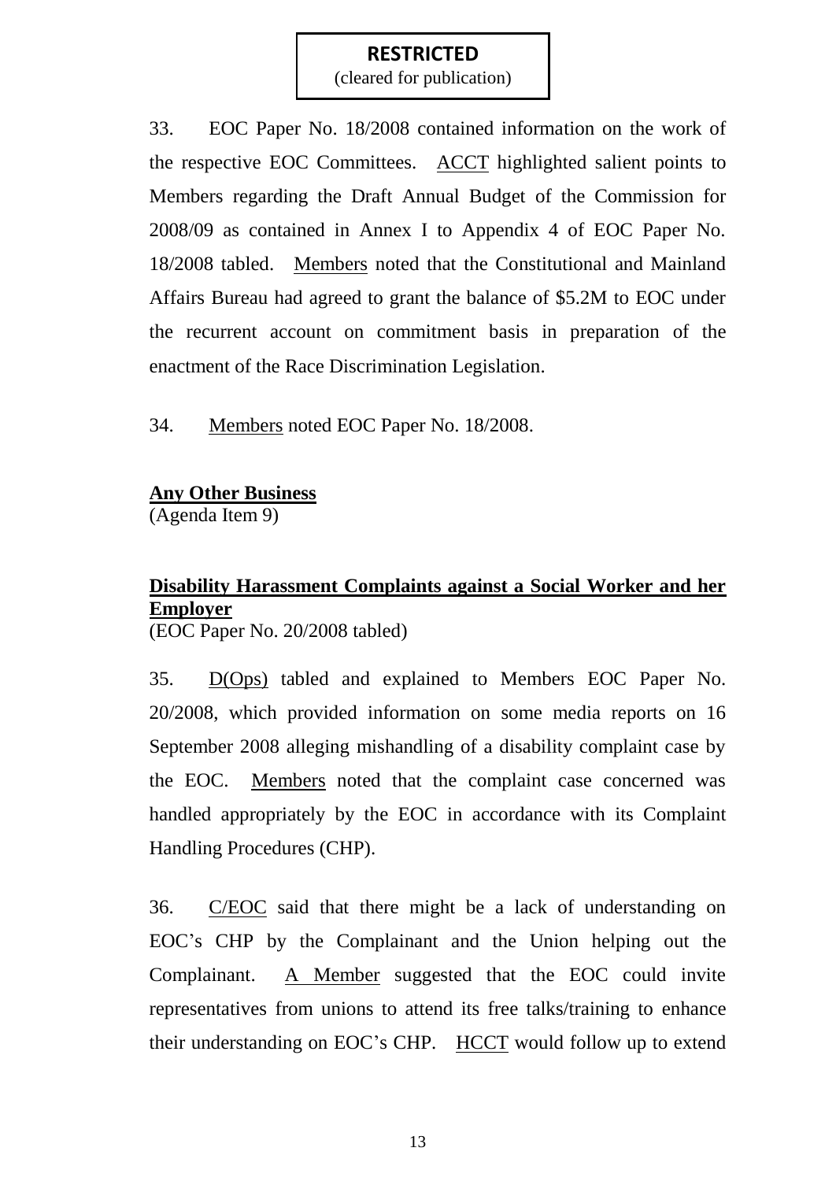**RESTRICTED**
(cleared for publication)

33. EOC Paper No. 18/2008 contained information on the work of the respective EOC Committees. ACCT highlighted salient points to Members regarding the Draft Annual Budget of the Commission for 2008/09 as contained in Annex I to Appendix 4 of EOC Paper No. 18/2008 tabled. Members noted that the Constitutional and Mainland Affairs Bureau had agreed to grant the balance of $5.2M to EOC under the recurrent account on commitment basis in preparation of the enactment of the Race Discrimination Legislation.

34. Members noted EOC Paper No. 18/2008.

**Any Other Business**
(Agenda Item 9)

**Disability Harassment Complaints against a Social Worker and her Employer**
(EOC Paper No. 20/2008 tabled)

35. D(Ops) tabled and explained to Members EOC Paper No. 20/2008, which provided information on some media reports on 16 September 2008 alleging mishandling of a disability complaint case by the EOC. Members noted that the complaint case concerned was handled appropriately by the EOC in accordance with its Complaint Handling Procedures (CHP).

36. C/EOC said that there might be a lack of understanding on EOC's CHP by the Complainant and the Union helping out the Complainant. A Member suggested that the EOC could invite representatives from unions to attend its free talks/training to enhance their understanding on EOC's CHP. HCCT would follow up to extend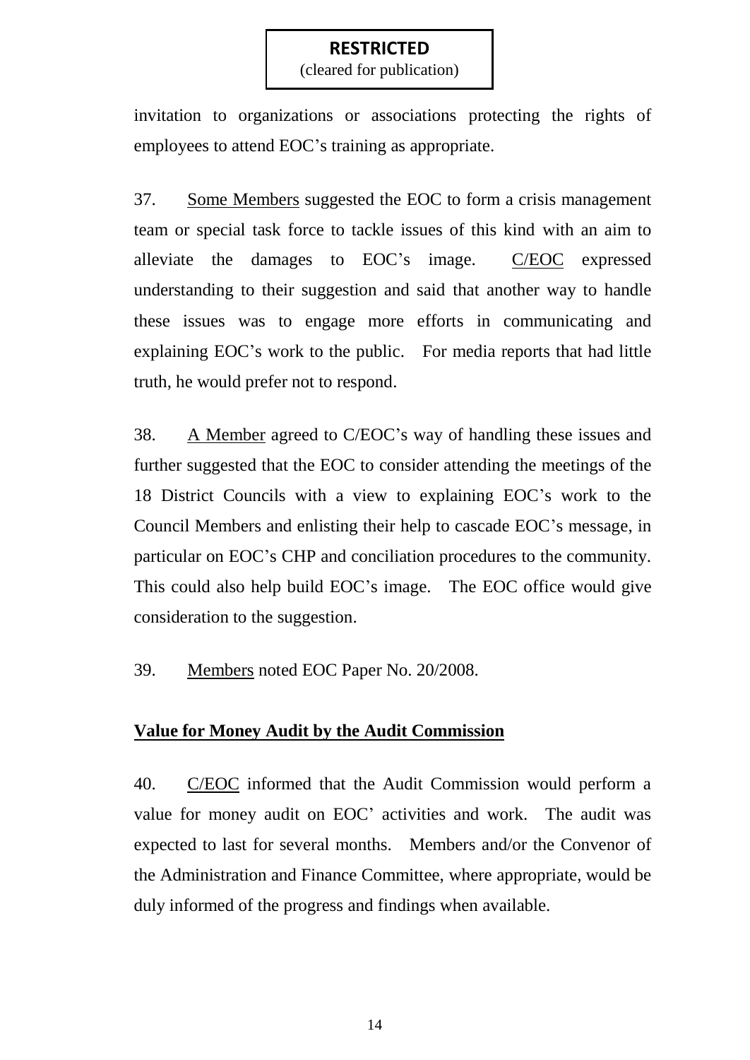**RESTRICTED**
(cleared for publication)

invitation to organizations or associations protecting the rights of employees to attend EOC's training as appropriate.

37. Some Members suggested the EOC to form a crisis management team or special task force to tackle issues of this kind with an aim to alleviate the damages to EOC's image. C/EOC expressed understanding to their suggestion and said that another way to handle these issues was to engage more efforts in communicating and explaining EOC's work to the public. For media reports that had little truth, he would prefer not to respond.

38. A Member agreed to C/EOC's way of handling these issues and further suggested that the EOC to consider attending the meetings of the 18 District Councils with a view to explaining EOC's work to the Council Members and enlisting their help to cascade EOC's message, in particular on EOC's CHP and conciliation procedures to the community. This could also help build EOC's image. The EOC office would give consideration to the suggestion.

39. Members noted EOC Paper No. 20/2008.

**Value for Money Audit by the Audit Commission**

40. C/EOC informed that the Audit Commission would perform a value for money audit on EOC' activities and work. The audit was expected to last for several months. Members and/or the Convenor of the Administration and Finance Committee, where appropriate, would be duly informed of the progress and findings when available.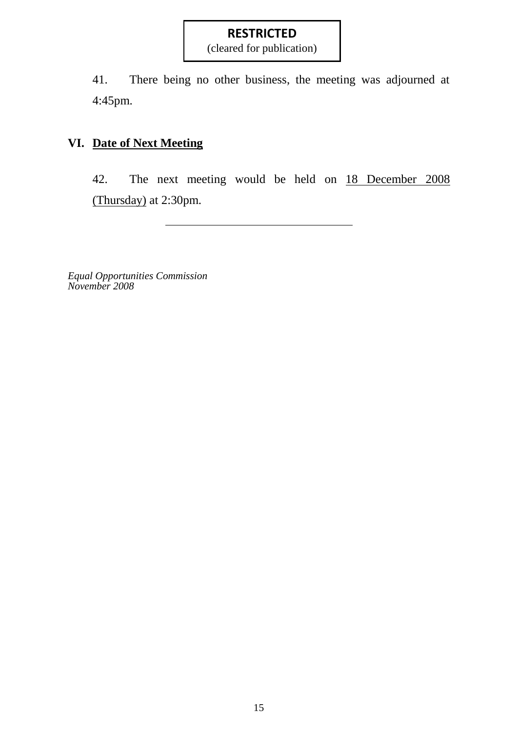**RESTRICTED**
(cleared for publication)

41. There being no other business, the meeting was adjourned at 4:45pm.

## VI. Date of Next Meeting

42. The next meeting would be held on 18 December 2008 (Thursday) at 2:30pm.

---

*Equal Opportunities Commission*
*November 2008*